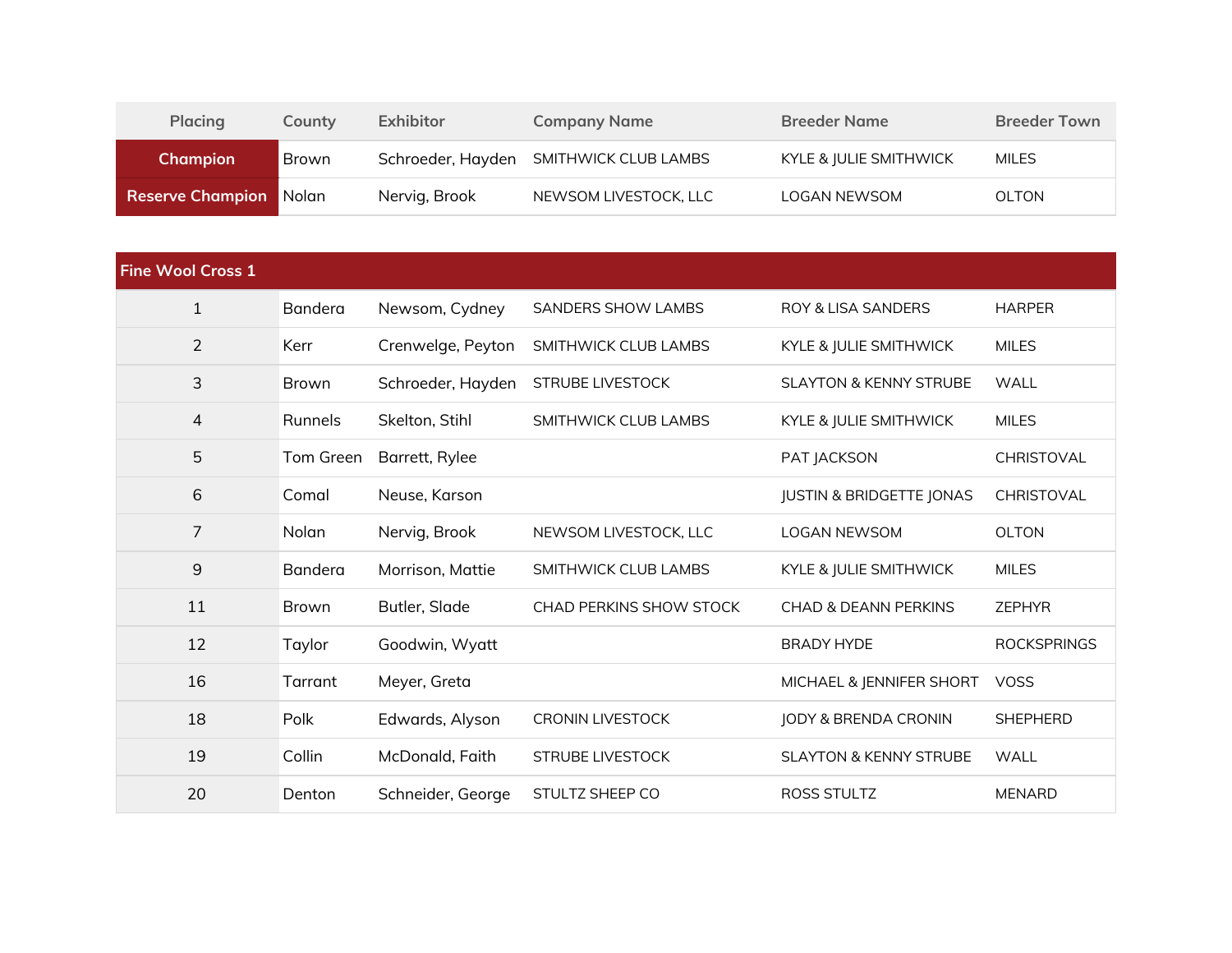| Placing | County | Exhibitor | Company Name | Breeder Name | Breeder Town |
|---|---|---|---|---|---|
| Champion | Brown | Schroeder, Hayden | SMITHWICK CLUB LAMBS | KYLE & JULIE SMITHWICK | MILES |
| Reserve Champion | Nolan | Nervig, Brook | NEWSOM LIVESTOCK, LLC | LOGAN NEWSOM | OLTON |

| Fine Wool Cross 1 | | | | | |
|---|---|---|---|---|---|
| 1 | Bandera | Newsom, Cydney | SANDERS SHOW LAMBS | ROY & LISA SANDERS | HARPER |
| 2 | Kerr | Crenwelge, Peyton | SMITHWICK CLUB LAMBS | KYLE & JULIE SMITHWICK | MILES |
| 3 | Brown | Schroeder, Hayden | STRUBE LIVESTOCK | SLAYTON & KENNY STRUBE | WALL |
| 4 | Runnels | Skelton, Stihl | SMITHWICK CLUB LAMBS | KYLE & JULIE SMITHWICK | MILES |
| 5 | Tom Green | Barrett, Rylee | | PAT JACKSON | CHRISTOVAL |
| 6 | Comal | Neuse, Karson | | JUSTIN & BRIDGETTE JONAS | CHRISTOVAL |
| 7 | Nolan | Nervig, Brook | NEWSOM LIVESTOCK, LLC | LOGAN NEWSOM | OLTON |
| 9 | Bandera | Morrison, Mattie | SMITHWICK CLUB LAMBS | KYLE & JULIE SMITHWICK | MILES |
| 11 | Brown | Butler, Slade | CHAD PERKINS SHOW STOCK | CHAD & DEANN PERKINS | ZEPHYR |
| 12 | Taylor | Goodwin, Wyatt | | BRADY HYDE | ROCKSPRINGS |
| 16 | Tarrant | Meyer, Greta | | MICHAEL & JENNIFER SHORT | VOSS |
| 18 | Polk | Edwards, Alyson | CRONIN LIVESTOCK | JODY & BRENDA CRONIN | SHEPHERD |
| 19 | Collin | McDonald, Faith | STRUBE LIVESTOCK | SLAYTON & KENNY STRUBE | WALL |
| 20 | Denton | Schneider, George | STULTZ SHEEP CO | ROSS STULTZ | MENARD |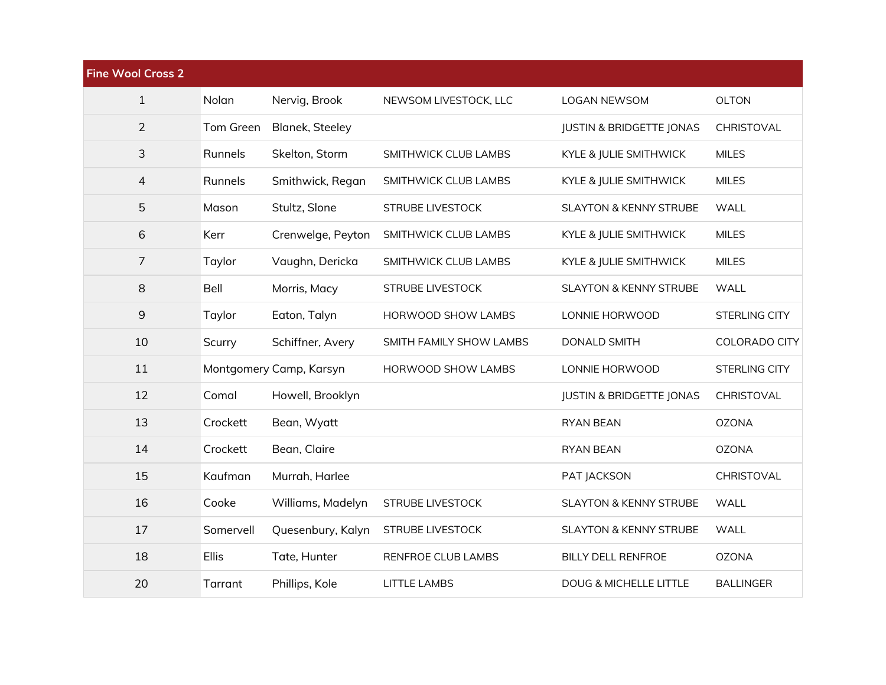| Fine Wool Cross 2 | | | | | |
|---|---|---|---|---|---|
| 1 | Nolan | Nervig, Brook | NEWSOM LIVESTOCK, LLC | LOGAN NEWSOM | OLTON |
| 2 | Tom Green | Blanek, Steeley | | JUSTIN & BRIDGETTE JONAS | CHRISTOVAL |
| 3 | Runnels | Skelton, Storm | SMITHWICK CLUB LAMBS | KYLE & JULIE SMITHWICK | MILES |
| 4 | Runnels | Smithwick, Regan | SMITHWICK CLUB LAMBS | KYLE & JULIE SMITHWICK | MILES |
| 5 | Mason | Stultz, Slone | STRUBE LIVESTOCK | SLAYTON & KENNY STRUBE | WALL |
| 6 | Kerr | Crenwelge, Peyton | SMITHWICK CLUB LAMBS | KYLE & JULIE SMITHWICK | MILES |
| 7 | Taylor | Vaughn, Dericka | SMITHWICK CLUB LAMBS | KYLE & JULIE SMITHWICK | MILES |
| 8 | Bell | Morris, Macy | STRUBE LIVESTOCK | SLAYTON & KENNY STRUBE | WALL |
| 9 | Taylor | Eaton, Talyn | HORWOOD SHOW LAMBS | LONNIE HORWOOD | STERLING CITY |
| 10 | Scurry | Schiffner, Avery | SMITH FAMILY SHOW LAMBS | DONALD SMITH | COLORADO CITY |
| 11 | Montgomery | Camp, Karsyn | HORWOOD SHOW LAMBS | LONNIE HORWOOD | STERLING CITY |
| 12 | Comal | Howell, Brooklyn | | JUSTIN & BRIDGETTE JONAS | CHRISTOVAL |
| 13 | Crockett | Bean, Wyatt | | RYAN BEAN | OZONA |
| 14 | Crockett | Bean, Claire | | RYAN BEAN | OZONA |
| 15 | Kaufman | Murrah, Harlee | | PAT JACKSON | CHRISTOVAL |
| 16 | Cooke | Williams, Madelyn | STRUBE LIVESTOCK | SLAYTON & KENNY STRUBE | WALL |
| 17 | Somervell | Quesenbury, Kalyn | STRUBE LIVESTOCK | SLAYTON & KENNY STRUBE | WALL |
| 18 | Ellis | Tate, Hunter | RENFROE CLUB LAMBS | BILLY DELL RENFROE | OZONA |
| 20 | Tarrant | Phillips, Kole | LITTLE LAMBS | DOUG & MICHELLE LITTLE | BALLINGER |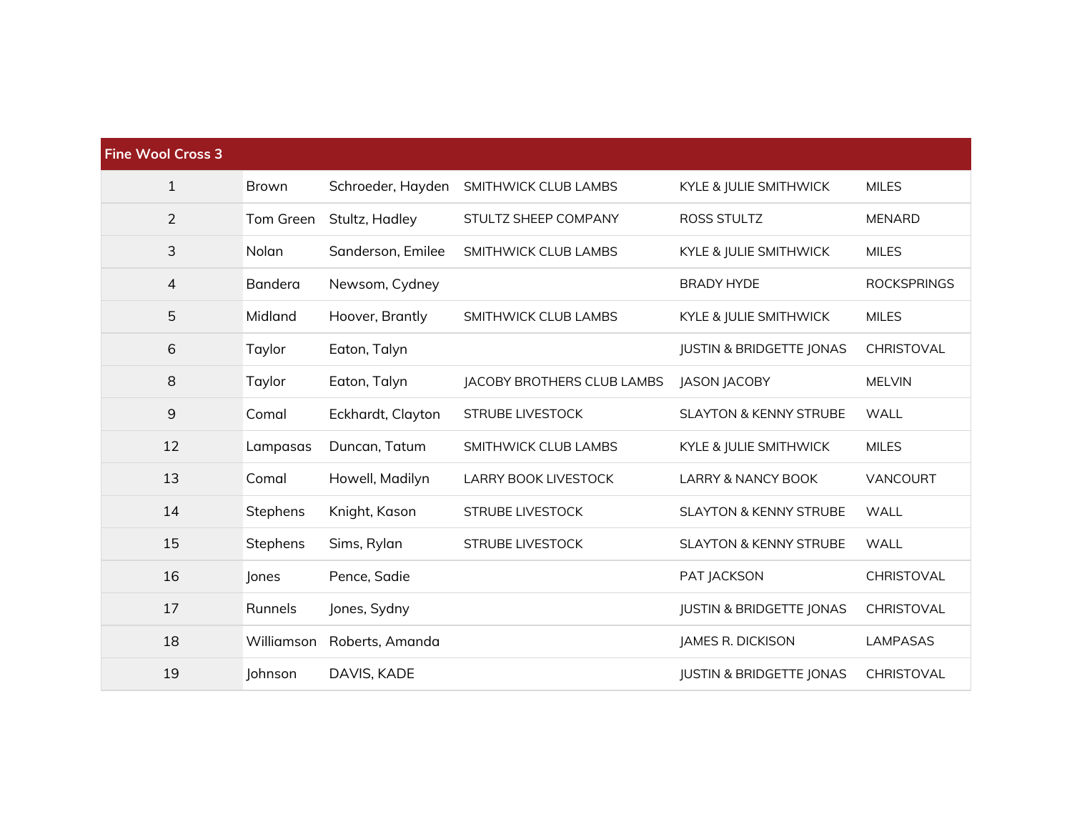| Fine Wool Cross 3 | | | | | |
|---|---|---|---|---|---|
| 1 | Brown | Schroeder, Hayden | SMITHWICK CLUB LAMBS | KYLE & JULIE SMITHWICK | MILES |
| 2 | Tom Green | Stultz, Hadley | STULTZ SHEEP COMPANY | ROSS STULTZ | MENARD |
| 3 | Nolan | Sanderson, Emilee | SMITHWICK CLUB LAMBS | KYLE & JULIE SMITHWICK | MILES |
| 4 | Bandera | Newsom, Cydney | | BRADY HYDE | ROCKSPRINGS |
| 5 | Midland | Hoover, Brantly | SMITHWICK CLUB LAMBS | KYLE & JULIE SMITHWICK | MILES |
| 6 | Taylor | Eaton, Talyn | | JUSTIN & BRIDGETTE JONAS | CHRISTOVAL |
| 8 | Taylor | Eaton, Talyn | JACOBY BROTHERS CLUB LAMBS | JASON JACOBY | MELVIN |
| 9 | Comal | Eckhardt, Clayton | STRUBE LIVESTOCK | SLAYTON & KENNY STRUBE | WALL |
| 12 | Lampasas | Duncan, Tatum | SMITHWICK CLUB LAMBS | KYLE & JULIE SMITHWICK | MILES |
| 13 | Comal | Howell, Madilyn | LARRY BOOK LIVESTOCK | LARRY & NANCY BOOK | VANCOURT |
| 14 | Stephens | Knight, Kason | STRUBE LIVESTOCK | SLAYTON & KENNY STRUBE | WALL |
| 15 | Stephens | Sims, Rylan | STRUBE LIVESTOCK | SLAYTON & KENNY STRUBE | WALL |
| 16 | Jones | Pence, Sadie | | PAT JACKSON | CHRISTOVAL |
| 17 | Runnels | Jones, Sydny | | JUSTIN & BRIDGETTE JONAS | CHRISTOVAL |
| 18 | Williamson | Roberts, Amanda | | JAMES R. DICKISON | LAMPASAS |
| 19 | Johnson | DAVIS, KADE | | JUSTIN & BRIDGETTE JONAS | CHRISTOVAL |